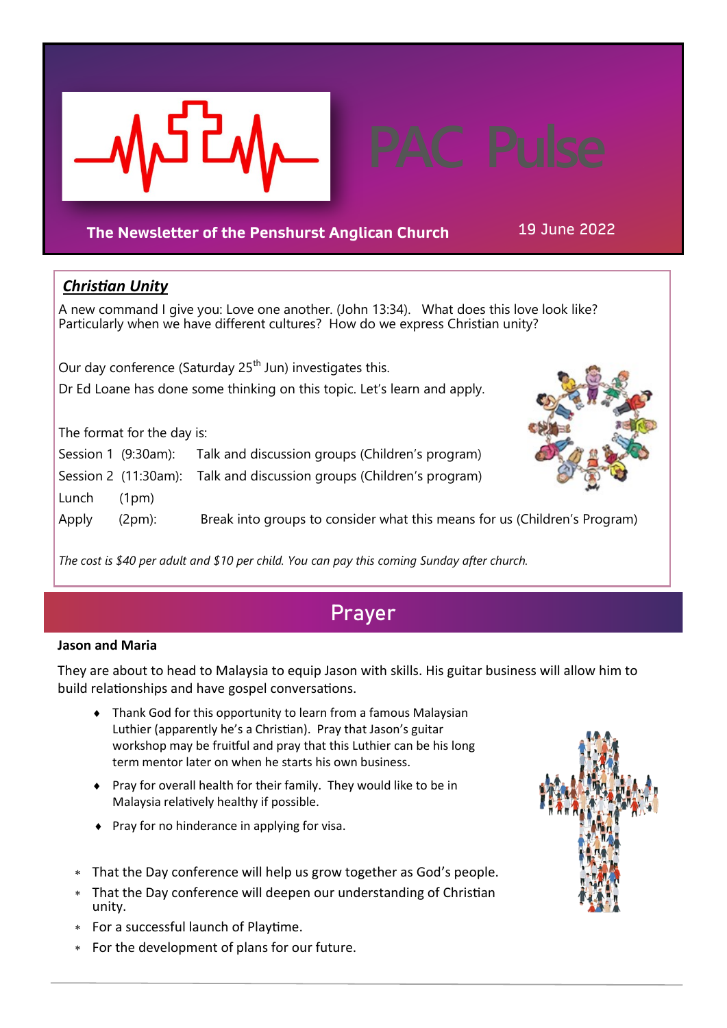# PAC Pulse

**The Newsletter of the Penshurst Anglican Church**

19 June 2022

## ***Christian Unity***

A new command I give you: Love one another. (John 13:34). What does this love look like? Particularly when we have different cultures? How do we express Christian unity?

Our day conference (Saturday 25th Jun) investigates this.

Dr Ed Loane has done some thinking on this topic. Let's learn and apply.

The format for the day is:

| | | |
|---|---|---|
| Session 1 | (9:30am): | Talk and discussion groups (Children's program) |
| Session 2 | (11:30am): | Talk and discussion groups (Children's program) |
| Lunch | (1pm) | |
| Apply | (2pm): | Break into groups to consider what this means for us (Children's Program) |

*The cost is $40 per adult and $10 per child. You can pay this coming Sunday after church.*

## Prayer

**Jason and Maria**

They are about to head to Malaysia to equip Jason with skills. His guitar business will allow him to build relationships and have gospel conversations.

- Thank God for this opportunity to learn from a famous Malaysian Luthier (apparently he's a Christian). Pray that Jason's guitar workshop may be fruitful and pray that this Luthier can be his long term mentor later on when he starts his own business.
- Pray for overall health for their family. They would like to be in Malaysia relatively healthy if possible.
- Pray for no hinderance in applying for visa.

- That the Day conference will help us grow together as God's people.
- That the Day conference will deepen our understanding of Christian unity.
- For a successful launch of Playtime.
- For the development of plans for our future.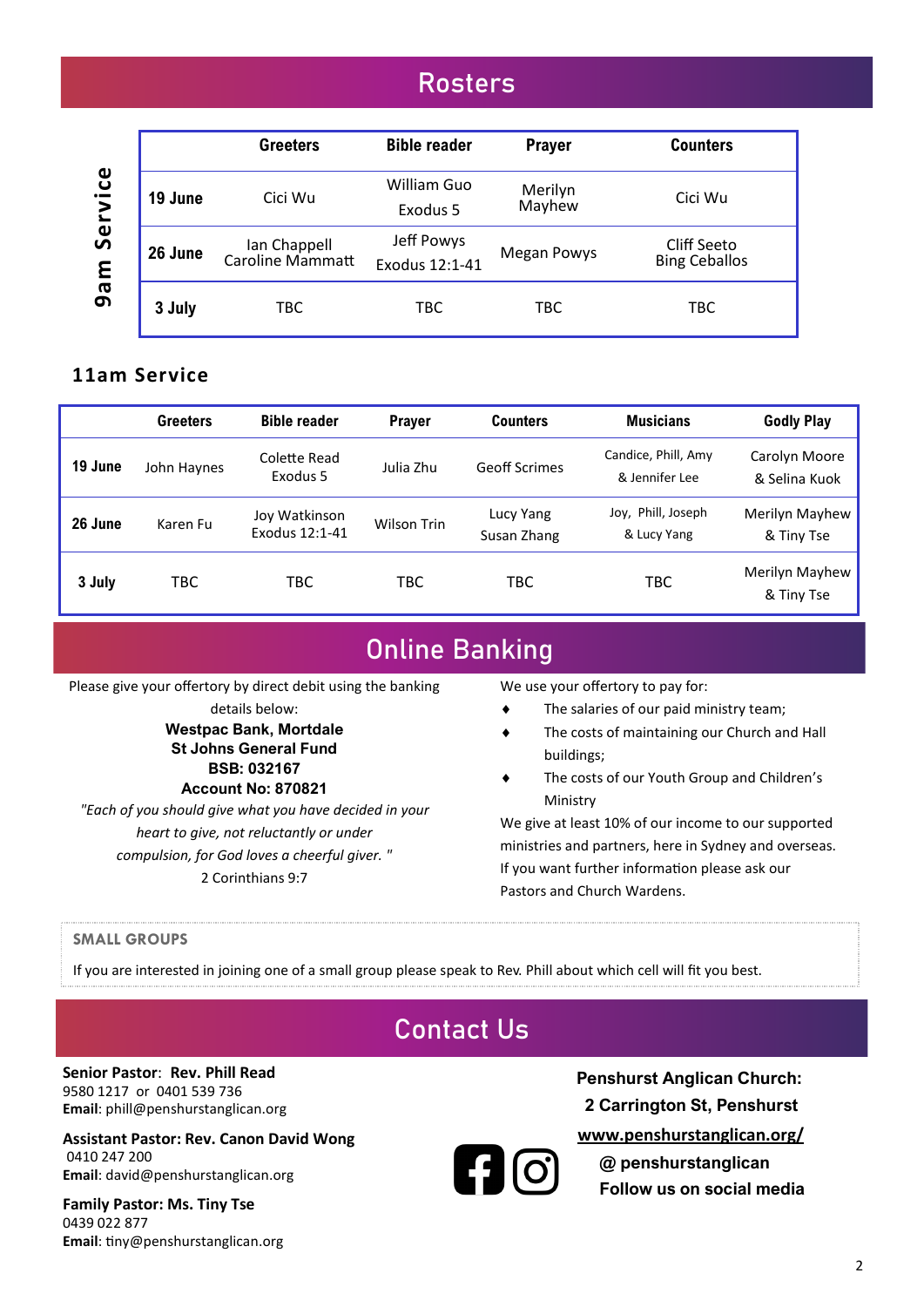# Rosters

## 9am Service

| | Greeters | Bible reader | Prayer | Counters |
|---|---|---|---|---|
| **19 June** | Cici Wu | William Guo<br>Exodus 5 | Merilyn Mayhew | Cici Wu |
| **26 June** | Ian Chappell<br>Caroline Mammatt | Jeff Powys<br>Exodus 12:1-41 | Megan Powys | Cliff Seeto<br>Bing Ceballos |
| **3 July** | TBC | TBC | TBC | TBC |

## 11am Service

| | Greeters | Bible reader | Prayer | Counters | Musicians | Godly Play |
|---|---|---|---|---|---|---|
| **19 June** | John Haynes | Colette Read<br>Exodus 5 | Julia Zhu | Geoff Scrimes | Candice, Phill, Amy<br>& Jennifer Lee | Carolyn Moore<br>& Selina Kuok |
| **26 June** | Karen Fu | Joy Watkinson<br>Exodus 12:1-41 | Wilson Trin | Lucy Yang<br>Susan Zhang | Joy, Phill, Joseph<br>& Lucy Yang | Merilyn Mayhew<br>& Tiny Tse |
| **3 July** | TBC | TBC | TBC | TBC | TBC | Merilyn Mayhew<br>& Tiny Tse |

# Online Banking

Please give your offertory by direct debit using the banking details below:

**Westpac Bank, Mortdale**
**St Johns General Fund**
**BSB: 032167**
**Account No: 870821**

*"Each of you should give what you have decided in your heart to give, not reluctantly or under compulsion, for God loves a cheerful giver. "*
2 Corinthians 9:7

We use your offertory to pay for:

- The salaries of our paid ministry team;
- The costs of maintaining our Church and Hall buildings;
- The costs of our Youth Group and Children's Ministry

We give at least 10% of our income to our supported ministries and partners, here in Sydney and overseas. If you want further information please ask our Pastors and Church Wardens.

**SMALL GROUPS**

If you are interested in joining one of a small group please speak to Rev. Phill about which cell will fit you best.

# Contact Us

**Senior Pastor**: **Rev. Phill Read**
9580 1217 or 0401 539 736
**Email**: phill@penshurstanglican.org

**Assistant Pastor: Rev. Canon David Wong**
0410 247 200
**Email**: david@penshurstanglican.org

**Family Pastor: Ms. Tiny Tse**
0439 022 877
**Email**: tiny@penshurstanglican.org

**Penshurst Anglican Church:**
**2 Carrington St, Penshurst**
**www.penshurstanglican.org/**

**@ penshurstanglican**
**Follow us on social media**